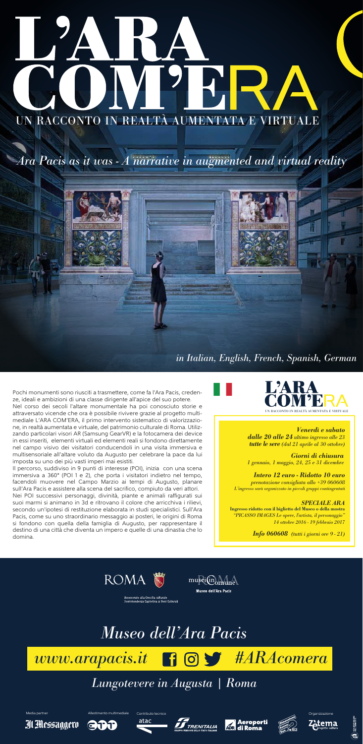# L'ARA COM'ERA

## UN RACCONTO IN REALTÀ AUMENTATA E VIRTUALE

*Ara Pacis as it was - A narrative in augmented and virtual reality*

*in Italian, English, French, Spanish, German*

Pochi monumenti sono riusciti a trasmettere, come fa l'Ara Pacis, credenze, ideali e ambizioni di una classe dirigente all'apice del suo potere.

Nel corso dei secoli l'altare monumentale ha poi conosciuto storie e attraversato vicende che ora è possibile rivivere grazie al progetto multimediale L'ARA COM'ERA, il primo intervento sistematico di valorizzazione, in realtà aumentata e virtuale, del patrimonio culturale di Roma. Utilizzando particolari visori AR (Samsung GearVR) e la fotocamera dei device in essi inseriti, elementi virtuali ed elementi reali si fondono direttamente nel campo visivo dei visitatori conducendoli in una visita immersiva e multisensoriale all'altare voluto da Augusto per celebrare la pace da lui imposta su uno dei più vasti imperi mai esistiti.

Il percorso, suddiviso in 9 punti di interesse (POI), inizia con una scena immersiva a 360° (POI 1 e 2), che porta i visitatori indietro nel tempo, facendoli muovere nel Campo Marzio ai tempi di Augusto, planare sull'Ara Pacis e assistere alla scena del sacrifico, compiuto da veri attori.

Nei POI successivi personaggi, divinità, piante e animali raffigurati sui suoi marmi si animano in 3d e ritrovano il colore che arricchiva i rilievi, secondo un'ipotesi di restituzione elaborata in studi specialistici. Sull'Ara Pacis, come su uno straordinario messaggio ai posteri, le origini di Roma si fondono con quella della famiglia di Augusto, per rappresentare il destino di una città che diventa un impero e quelle di una dinastia che lo domina.

**L'ARA COM'ERA**
UN RACCONTO IN REALTÀ AUMENTATA E VIRTUALE

***Venerdì e sabato***
***dalle 20 alle 24*** *ultimo ingresso alle 23*
***tutte le sere*** *(dal 21 aprile al 30 ottobre)*

***Giorni di chiusura***
*1 gennaio, 1 maggio, 24, 25 e 31 dicembre*

***Intero 12 euro - Ridotto 10 euro***
*prenotazione consigliata allo +39 060608*
*L'ingresso sarà organizzato in piccoli gruppi contingentati*

***SPECIALE ARA***
**Ingresso ridotto con il biglietto del Museo o della mostra**
*"PICASSO IMAGES Le opere, l'artista, il personaggio"*
*14 ottobre 2016 - 19 febbraio 2017*

***Info 060608*** *(tutti i giorni ore 9 - 21)*

ROMA
Assessorato alla Crescita culturale
Sovrintendenza Capitolina ai Beni Culturali

museiincomuneROMA
Museo dell'Ara Pacis

# *Museo dell'Ara Pacis*

*www.arapacis.it* *#ARAcomera*

*Lungotevere in Augusta | Roma*

Media partner: Il Messaggero — Allestimento multimediale: ETT — Contributo tecnico: atac, Trenitalia, Aeroporti di Roma — Organizzazione: Zètema progetto cultura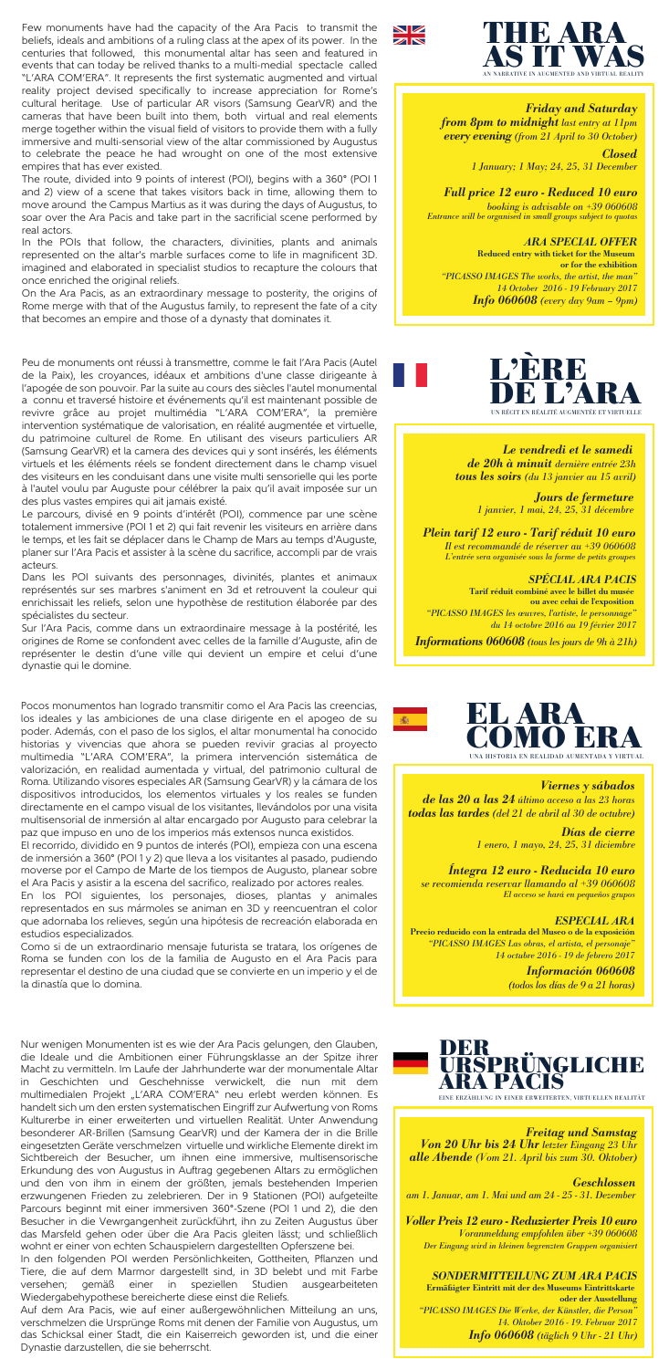Few monuments have had the capacity of the Ara Pacis to transmit the beliefs, ideals and ambitions of a ruling class at the apex of its power. In the centuries that followed, this monumental altar has seen and featured in events that can today be relived thanks to a multi-medial spectacle called "L'ARA COM'ERA". It represents the first systematic augmented and virtual reality project devised specifically to increase appreciation for Rome's cultural heritage. Use of particular AR visors (Samsung GearVR) and the cameras that have been built into them, both virtual and real elements merge together within the visual field of visitors to provide them with a fully immersive and multi-sensorial view of the altar commissioned by Augustus to celebrate the peace he had wrought on one of the most extensive empires that has ever existed.

The route, divided into 9 points of interest (POI), begins with a 360° (POI 1 and 2) view of a scene that takes visitors back in time, allowing them to move around the Campus Martius as it was during the days of Augustus, to soar over the Ara Pacis and take part in the sacrificial scene performed by real actors.

In the POIs that follow, the characters, divinities, plants and animals represented on the altar's marble surfaces come to life in magnificent 3D. imagined and elaborated in specialist studios to recapture the colours that once enriched the original reliefs.

On the Ara Pacis, as an extraordinary message to posterity, the origins of Rome merge with that of the Augustus family, to represent the fate of a city that becomes an empire and those of a dynasty that dominates it.

# THE ARA AS IT WAS

AN NARRATIVE IN AUGMENTED AND VIRTUAL REALITY

***Friday and Saturday***
***from 8pm to midnight** last entry at 11pm*
***every evening** (from 21 April to 30 October)*

***Closed***
*1 January; 1 May; 24, 25, 31 December*

***Full price 12 euro - Reduced 10 euro***
*booking is advisable on +39 060608*
*Entrance will be organised in small groups subject to quotas*

***ARA SPECIAL OFFER***
**Reduced entry with ticket for the Museum or for the exhibition**
*"PICASSO IMAGES The works, the artist, the man"*
*14 October 2016 - 19 February 2017*
***Info 060608** (every day 9am – 9pm)*

Peu de monuments ont réussi à transmettre, comme le fait l'Ara Pacis (Autel de la Paix), les croyances, idéaux et ambitions d'une classe dirigeante à l'apogée de son pouvoir. Par la suite au cours des siècles l'autel monumental a connu et traversé histoire et événements qu'il est maintenant possible de revivre grâce au projet multimédia "L'ARA COM'ERA", la première intervention systématique de valorisation, en réalité augmentée et virtuelle, du patrimoine culturel de Rome. En utilisant des viseurs particuliers AR (Samsung GearVR) et la camera des devices qui y sont insérés, les éléments virtuels et les éléments réels se fondent directement dans le champ visuel des visiteurs en les conduisant dans une visite multi sensorielle qui les porte à l'autel voulu par Auguste pour célébrer la paix qu'il avait imposée sur un des plus vastes empires qui ait jamais existé.

Le parcours, divisé en 9 points d'intérêt (POI), commence par une scène totalement immersive (POI 1 et 2) qui fait revenir les visiteurs en arrière dans le temps, et les fait se déplacer dans le Champ de Mars au temps d'Auguste, planer sur l'Ara Pacis et assister à la scène du sacrifice, accompli par de vrais acteurs.

Dans les POI suivants des personnages, divinités, plantes et animaux représentés sur ses marbres s'animent en 3d et retrouvent la couleur qui enrichissait les reliefs, selon une hypothèse de restitution élaborée par des spécialistes du secteur.

Sur l'Ara Pacis, comme dans un extraordinaire message à la postérité, les origines de Rome se confondent avec celles de la famille d'Auguste, afin de représenter le destin d'une ville qui devient un empire et celui d'une dynastie qui le domine.

# L'ÈRE DE L'ARA

UN RÉCIT EN RÉALITÉ AUGMENTÉE ET VIRTUELLE

***Le vendredi et le samedi***
***de 20h à minuit** dernière entrée 23h*
***tous les soirs** (du 13 janvier au 15 avril)*

***Jours de fermeture***
*1 janvier, 1 mai, 24, 25, 31 décembre*

***Plein tarif 12 euro - Tarif réduit 10 euro***
*Il est recommandé de réserver au +39 060608*
*L'entrée sera organisée sous la forme de petits groupes*

***SPÉCIAL ARA PACIS***
**Tarif réduit combiné avec le billet du musée ou avec celui de l'exposition**
*"PICASSO IMAGES les œuvres, l'artiste, le personnage"*
*du 14 octobre 2016 au 19 février 2017*
***Informations 060608** (tous les jours de 9h à 21h)*

Pocos monumentos han logrado transmitir como el Ara Pacis las creencias, los ideales y las ambiciones de una clase dirigente en el apogeo de su poder. Además, con el paso de los siglos, el altar monumental ha conocido historias y vivencias que ahora se pueden revivir gracias al proyecto multimedia "L'ARA COM'ERA", la primera intervención sistemática de valorización, en realidad aumentada y virtual, del patrimonio cultural de Roma. Utilizando visores especiales AR (Samsung GearVR) y la cámara de los dispositivos introducidos, los elementos virtuales y los reales se funden directamente en el campo visual de los visitantes, llevándolos por una visita multisensorial de inmersión al altar encargado por Augusto para celebrar la paz que impuso en uno de los imperios más extensos nunca existidos.

El recorrido, dividido en 9 puntos de interés (POI), empieza con una escena de inmersión a 360° (POI 1 y 2) que lleva a los visitantes al pasado, pudiendo moverse por el Campo de Marte de los tiempos de Augusto, planear sobre el Ara Pacis y asistir a la escena del sacrificio, realizado por actores reales.

En los POI siguientes, los personajes, dioses, plantas y animales representados en sus mármoles se animan en 3D y reencuentran el color que adornaba los relieves, según una hipótesis de recreación elaborada en estudios especializados.

Como si de un extraordinario mensaje futurista se tratara, los orígenes de Roma se funden con los de la familia de Augusto en el Ara Pacis para representar el destino de una ciudad que se convierte en un imperio y el de la dinastía que lo domina.

# EL ARA COMO ERA

UNA HISTORIA EN REALIDAD AUMENTADA Y VIRTUAL

***Viernes y sábados***
***de las 20 a las 24** último acceso a las 23 horas*
***todas las tardes** (del 21 de abril al 30 de octubre)*

***Días de cierre***
*1 enero, 1 mayo, 24, 25, 31 diciembre*

***Íntegra 12 euro - Reducida 10 euro***
*se recomienda reservar llamando al +39 060608*
*El acceso se hará en pequeños grupos*

***ESPECIAL ARA***
**Precio reducido con la entrada del Museo o de la exposición**
*"PICASSO IMAGES Las obras, el artista, el personaje"*
*14 octubre 2016 - 19 de febrero 2017*
***Información 060608***
*(todos los días de 9 a 21 horas)*

Nur wenigen Monumenten ist es wie der Ara Pacis gelungen, den Glauben, die Ideale und die Ambitionen einer Führungsklasse an der Spitze ihrer Macht zu vermitteln. Im Laufe der Jahrhunderte war der monumentale Altar in Geschichten und Geschehnisse verwickelt, die nun mit dem multimedialen Projekt „L'ARA COM'ERA" neu erlebt werden können. Es handelt sich um den ersten systematischen Eingriff zur Aufwertung von Roms Kulturerbe in einer erweiterten und virtuellen Realität. Unter Anwendung besonderer AR-Brillen (Samsung GearVR) und der Kamera der in die Brille eingesetzten Geräte verschmelzen virtuelle und wirkliche Elemente direkt im Sichtbereich der Besucher, um ihnen eine immersive, multisensorische Erkundung des von Augustus in Auftrag gegebenen Altars zu ermöglichen und den von ihm in einem der größten, jemals bestehenden Imperien erzwungenen Frieden zu zelebrieren. Der in 9 Stationen (POI) aufgeteilte Parcours beginnt mit einer immersiven 360°-Szene (POI 1 und 2), die den Besucher in die Vewrgangenheit zurückführt, ihn zu Zeiten Augustus über das Marsfeld gehen oder über die Ara Pacis gleiten lässt; und schließlich wohnt er einer von echten Schauspielern dargestellten Opferszene bei.

In den folgenden POI werden Persönlichkeiten, Gottheiten, Pflanzen und Tiere, die auf dem Marmor dargestellt sind, in 3D belebt und mit Farbe versehen; gemäß einer in speziellen Studien ausgearbeiteten Wiedergabehypothese bereicherte diese einst die Reliefs.

Auf dem Ara Pacis, wie auf einer außergewöhnlichen Mitteilung an uns, verschmelzen die Ursprünge Roms mit denen der Familie von Augustus, um das Schicksal einer Stadt, die zu einem Kaiserreich geworden ist, und die einer Dynastie darzustellen, die sie beherrscht.

# DER URSPRÜNGLICHE ARA PACIS

EINE ERZÄHLUNG IN EINER ERWEITERTEN, VIRTUELLEN REALITÄT

***Freitag und Samstag***
***Von 20 Uhr bis 24 Uhr** letzter Eingang 23 Uhr*
***alle Abende** (Vom 21. April bis zum 30. Oktober)*

***Geschlossen***
*am 1. Januar, am 1. Mai und am 24 - 25 - 31. Dezember*

***Voller Preis 12 euro - Reduzierter Preis 10 euro***
*Voranmeldung empfohlen über +39 060608*
*Der Eingang wird in kleinen begrenzten Gruppen organisiert*

***SONDERMITTEILUNG ZUM ARA PACIS***
**Ermäßigter Eintritt mit der des Museums Eintrittskarte oder der Ausstellung**
*"PICASSO IMAGES Die Werke, der Künstler, die Person"*
*14. Oktober 2016 - 19. Februar 2017*
***Info 060608** (täglich 9 Uhr - 21 Uhr)*